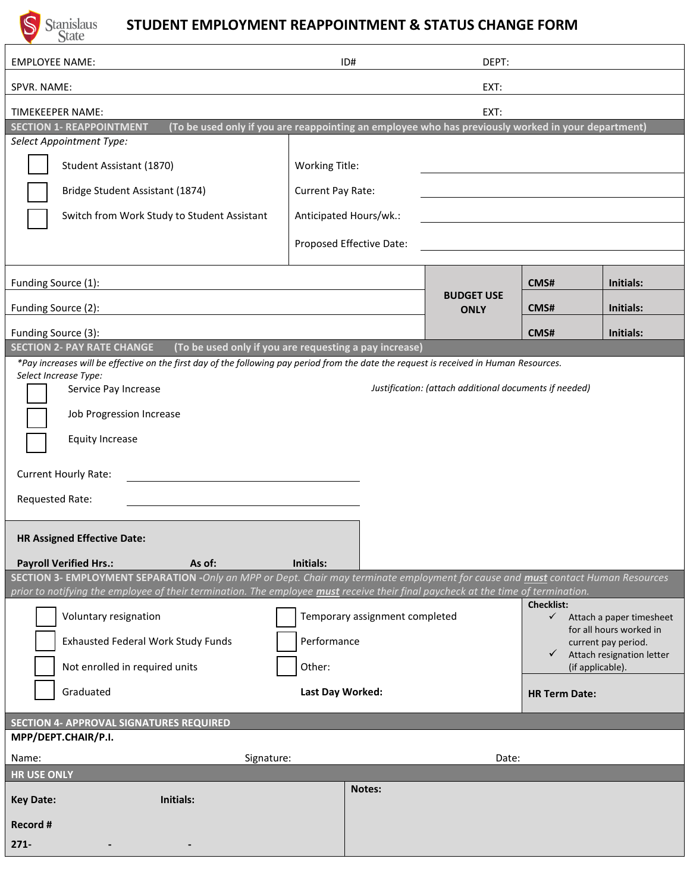Stanislaus State

# STUDENT EMPLOYMENT REAPPOINTMENT & STATUS CHANGE FORM

EMPLOYEE NAME: ID# DEPT:

SPVR. NAME: EXT:

TIMEKEEPER NAME: EXT:

## SECTION 1- REAPPOINTMENT (To be used only if you are reappointing an employee who has previously worked in your department)

*Select Appointment Type:*

- ☐ Student Assistant (1870)
- ☐ Bridge Student Assistant (1874)
- ☐ Switch from Work Study to Student Assistant

Working Title: ____________________

Current Pay Rate: ____________________

Anticipated Hours/wk.: ____________________

Proposed Effective Date: ____________________

| | BUDGET USE ONLY | | |
|---|---|---|---|
| Funding Source (1): | | CMS# | Initials: |
| Funding Source (2): | | CMS# | Initials: |
| Funding Source (3): | | CMS# | Initials: |

## SECTION 2- PAY RATE CHANGE (To be used only if you are requesting a pay increase)

*\*Pay increases will be effective on the first day of the following pay period from the date the request is received in Human Resources.*

*Select Increase Type:*

- ☐ Service Pay Increase
- ☐ Job Progression Increase
- ☐ Equity Increase

*Justification: (attach additional documents if needed)*

Current Hourly Rate: ____________________

Requested Rate: ____________________

**HR Assigned Effective Date:**

**Payroll Verified Hrs.:** **As of:** **Initials:**

## SECTION 3- EMPLOYMENT SEPARATION

*-Only an MPP or Dept. Chair may terminate employment for cause and **must** contact Human Resources prior to notifying the employee of their termination. The employee **must** receive their final paycheck at the time of termination.*

- ☐ Voluntary resignation
- ☐ Exhausted Federal Work Study Funds
- ☐ Not enrolled in required units
- ☐ Graduated
- ☐ Temporary assignment completed
- ☐ Performance
- ☐ Other:

**Last Day Worked:**

**Checklist:**

- ✓ Attach a paper timesheet for all hours worked in current pay period.
- ✓ Attach resignation letter (if applicable).

**HR Term Date:**

## SECTION 4- APPROVAL SIGNATURES REQUIRED

**MPP/DEPT.CHAIR/P.I.**

Name: Signature: Date:

## HR USE ONLY

**Key Date:** **Initials:**

**Record #**

**271-** **-** **-**

**Notes:**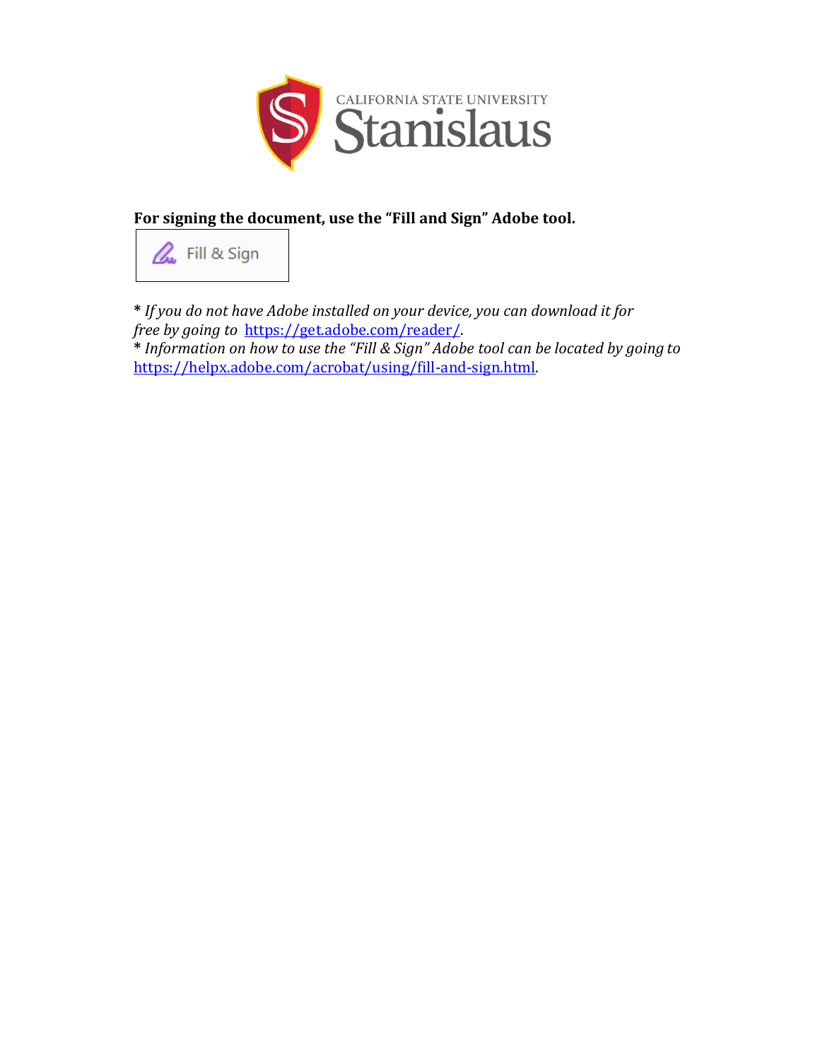**For signing the document, use the "Fill and Sign" Adobe tool.**

Fill & Sign

**\*** *If you do not have Adobe installed on your device, you can download it for free by going to* [https://get.adobe.com/reader/](https://get.adobe.com/reader/).

**\*** *Information on how to use the "Fill & Sign" Adobe tool can be located by going to* [https://helpx.adobe.com/acrobat/using/fill-and-sign.html](https://helpx.adobe.com/acrobat/using/fill-and-sign.html).